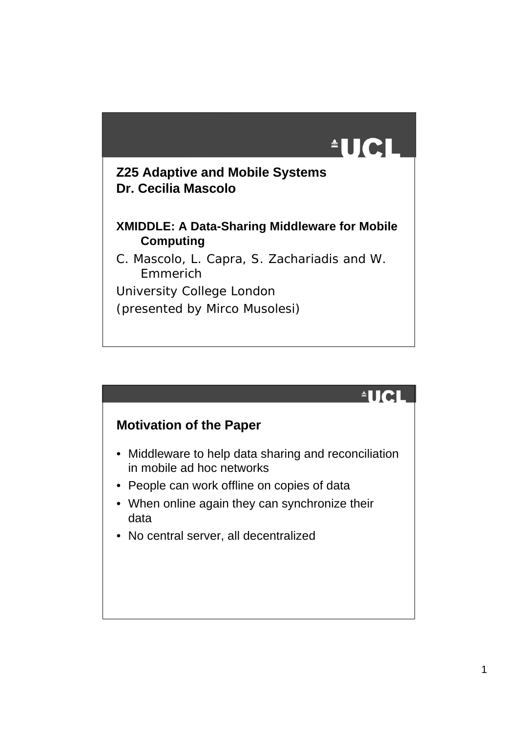## Z25 Adaptive and Mobile Systems
## Dr. Cecilia Mascolo

**XMIDDLE: A Data-Sharing Middleware for Mobile Computing**

C. Mascolo, L. Capra, S. Zachariadis and W. Emmerich

University College London

(presented by Mirco Musolesi)

## Motivation of the Paper

- Middleware to help data sharing and reconciliation in mobile ad hoc networks
- People can work offline on copies of data
- When online again they can synchronize their data
- No central server, all decentralized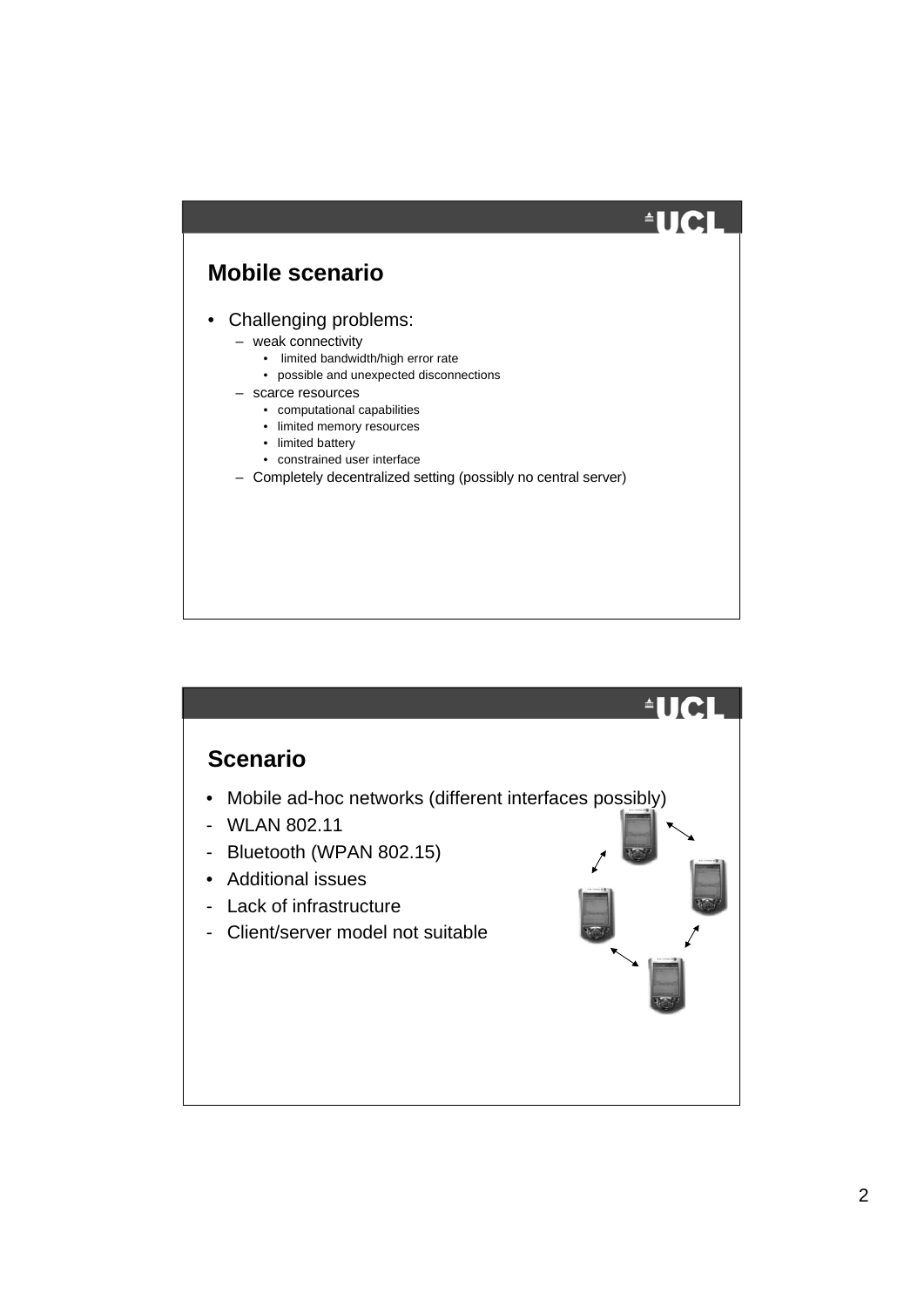## Mobile scenario

- Challenging problems:
  - weak connectivity
    - limited bandwidth/high error rate
    - possible and unexpected disconnections
  - scarce resources
    - computational capabilities
    - limited memory resources
    - limited battery
    - constrained user interface
  - Completely decentralized setting (possibly no central server)

## Scenario

- Mobile ad-hoc networks (different interfaces possibly)
- WLAN 802.11
- Bluetooth (WPAN 802.15)
- Additional issues
- Lack of infrastructure
- Client/server model not suitable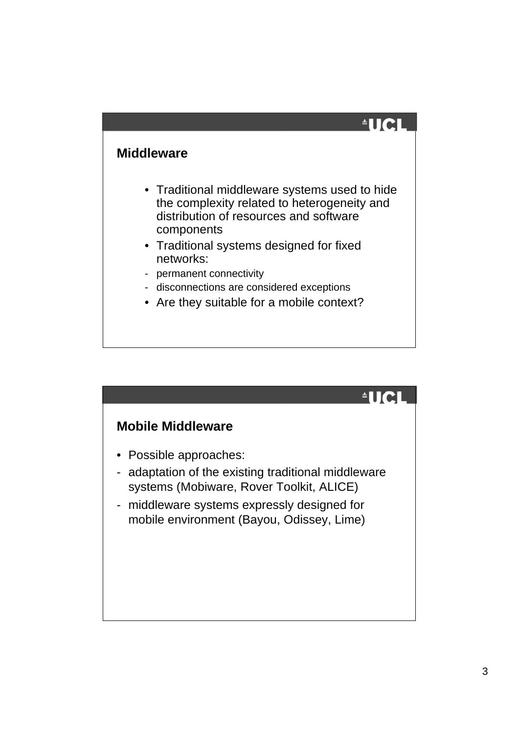## Middleware

- Traditional middleware systems used to hide the complexity related to heterogeneity and distribution of resources and software components
- Traditional systems designed for fixed networks:
  - permanent connectivity
  - disconnections are considered exceptions
- Are they suitable for a mobile context?

## Mobile Middleware

- Possible approaches:
  - adaptation of the existing traditional middleware systems (Mobiware, Rover Toolkit, ALICE)
  - middleware systems expressly designed for mobile environment (Bayou, Odissey, Lime)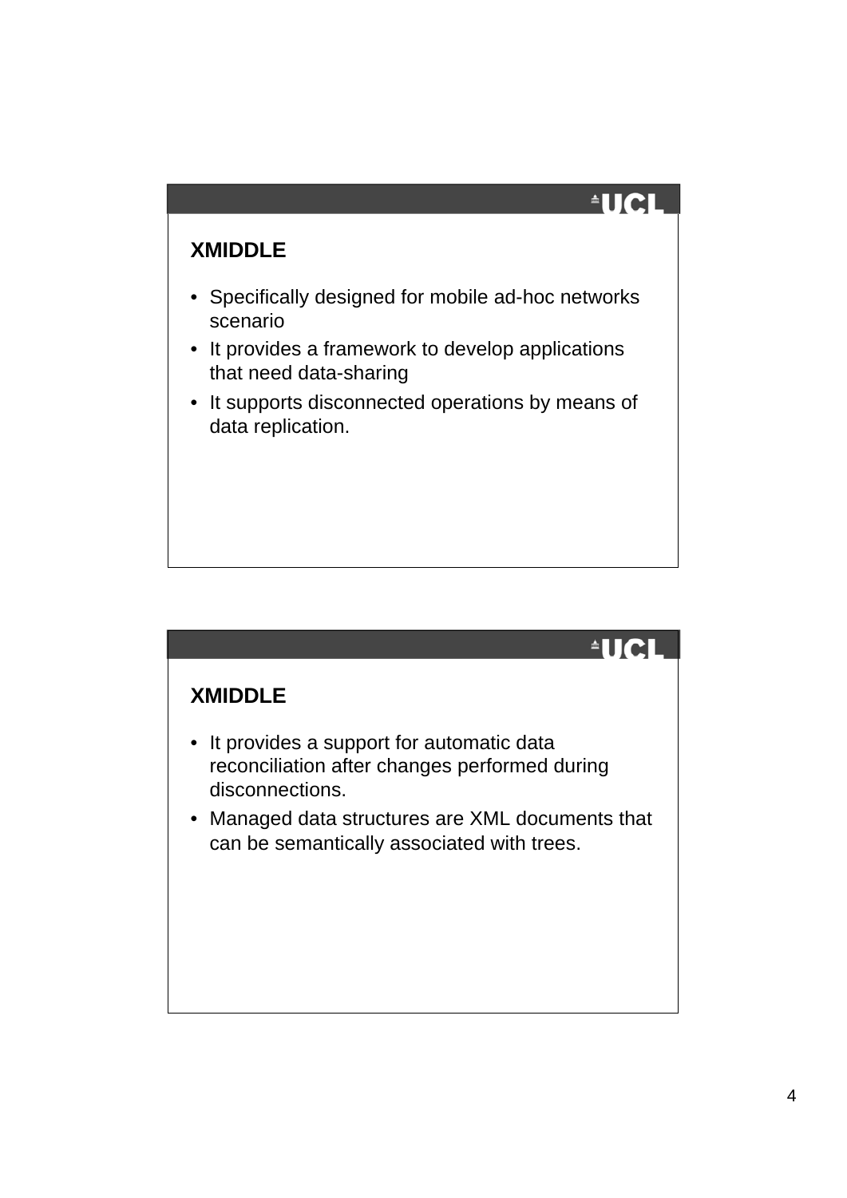## XMIDDLE

- Specifically designed for mobile ad-hoc networks scenario
- It provides a framework to develop applications that need data-sharing
- It supports disconnected operations by means of data replication.

## XMIDDLE

- It provides a support for automatic data reconciliation after changes performed during disconnections.
- Managed data structures are XML documents that can be semantically associated with trees.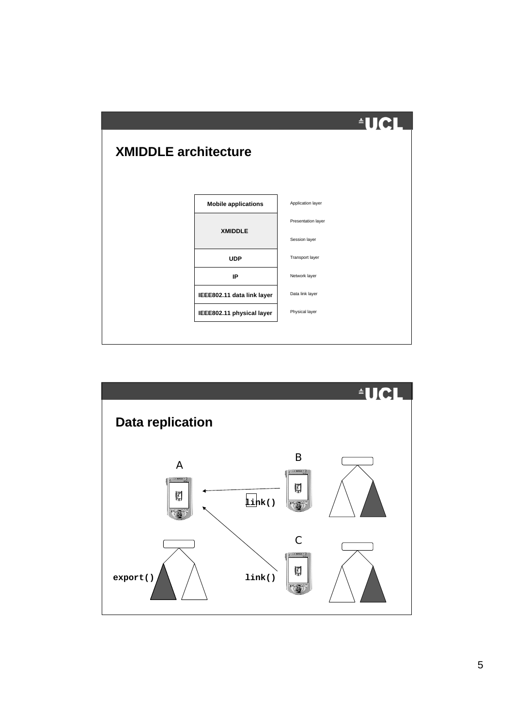## XMIDDLE architecture

| Stack | OSI layer |
|---|---|
| Mobile applications | Application layer |
| XMIDDLE | Presentation layer |
| | Session layer |
| UDP | Transport layer |
| IP | Network layer |
| IEEE802.11 data link layer | Data link layer |
| IEEE802.11 physical layer | Physical layer |

## Data replication

A

B

C

link()

link()

export()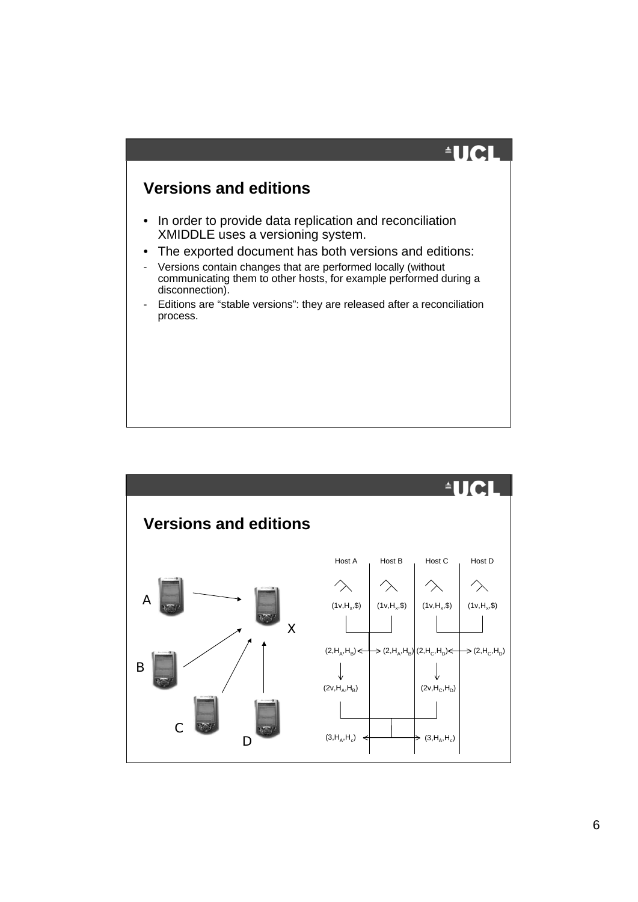## Versions and editions

- In order to provide data replication and reconciliation XMIDDLE uses a versioning system.
- The exported document has both versions and editions:
- Versions contain changes that are performed locally (without communicating them to other hosts, for example performed during a disconnection).
- Editions are "stable versions": they are released after a reconciliation process.

## Versions and editions

A, B, C, D, X

| Host A | Host B | Host C | Host D |
|---|---|---|---|
| $(1v, H_x, \$)$ | $(1v, H_x, \$)$ | $(1v, H_x, \$)$ | $(1v, H_x, \$)$ |
| $(2, H_A, H_B)$ | $(2, H_A, H_B)$ | $(2, H_C, H_D)$ | $(2, H_C, H_D)$ |
| $(2v, H_A, H_B)$ | | $(2v, H_C, H_D)$ | |
| $(3, H_A, H_c)$ | | $(3, H_A, H_c)$ | |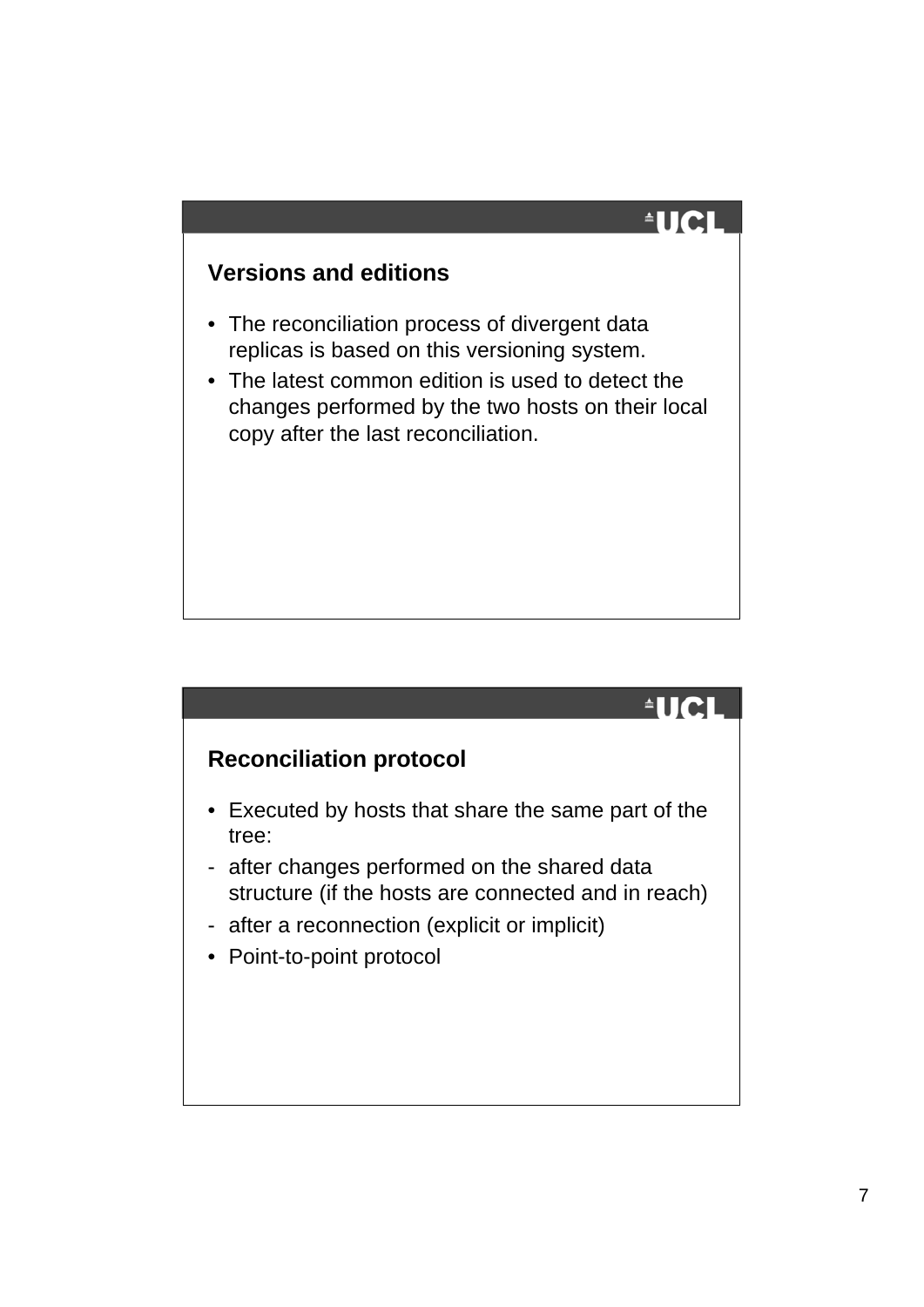## Versions and editions

- The reconciliation process of divergent data replicas is based on this versioning system.
- The latest common edition is used to detect the changes performed by the two hosts on their local copy after the last reconciliation.

## Reconciliation protocol

- Executed by hosts that share the same part of the tree:
- after changes performed on the shared data structure (if the hosts are connected and in reach)
- after a reconnection (explicit or implicit)
- Point-to-point protocol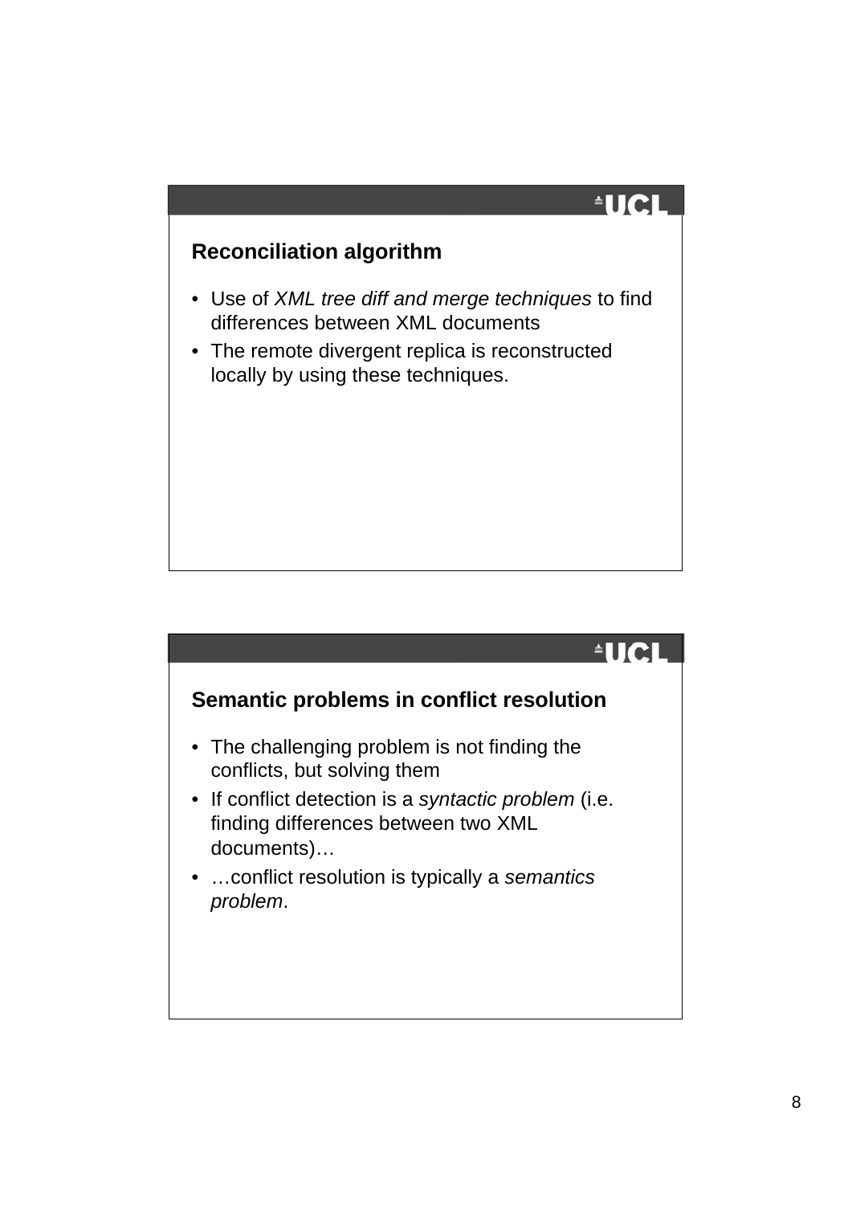## Reconciliation algorithm

- Use of *XML tree diff and merge techniques* to find differences between XML documents
- The remote divergent replica is reconstructed locally by using these techniques.

## Semantic problems in conflict resolution

- The challenging problem is not finding the conflicts, but solving them
- If conflict detection is a *syntactic problem* (i.e. finding differences between two XML documents)…
- …conflict resolution is typically a *semantics problem*.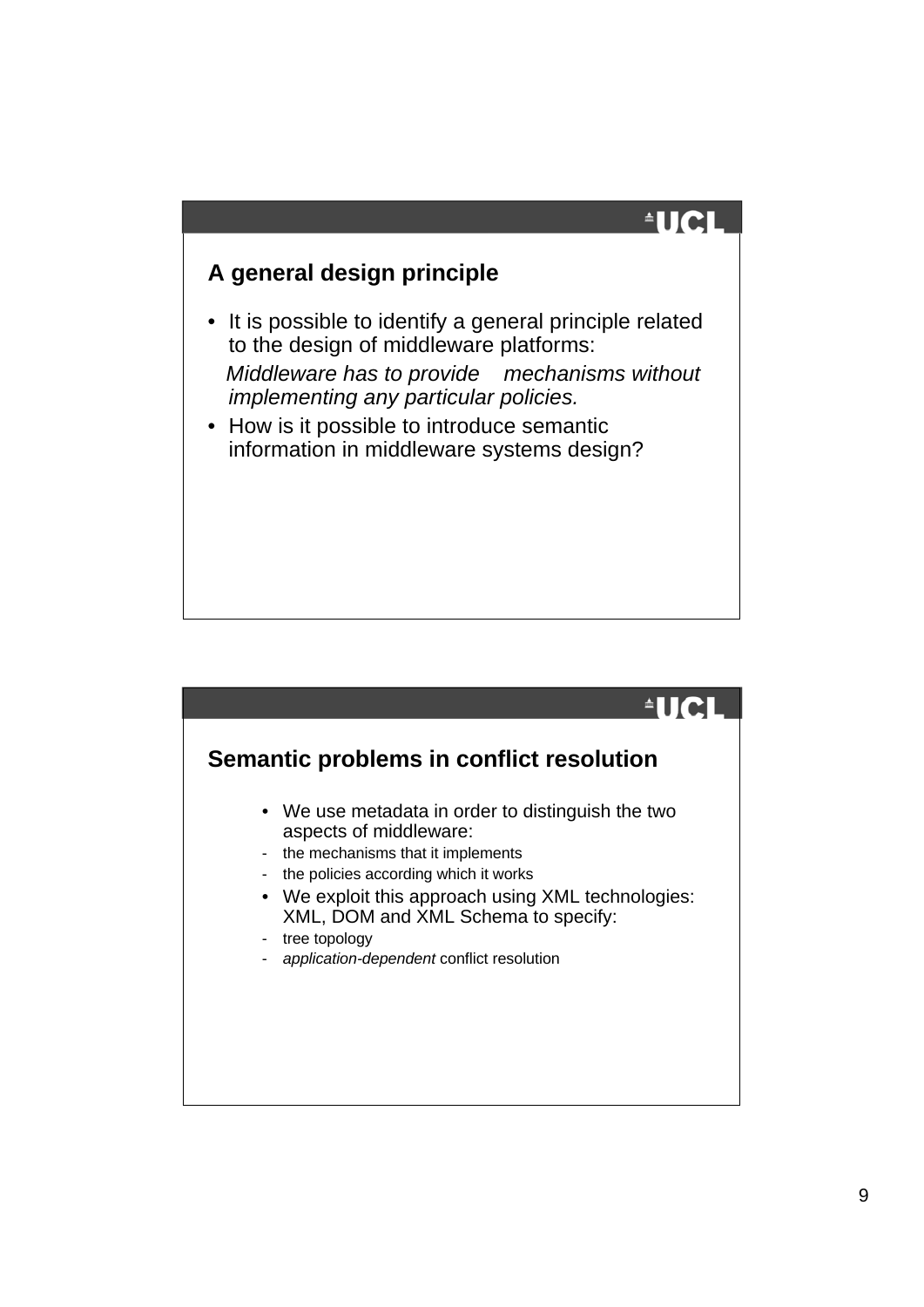## A general design principle

- It is possible to identify a general principle related to the design of middleware platforms:

  *Middleware has to provide mechanisms without implementing any particular policies.*

- How is it possible to introduce semantic information in middleware systems design?

## Semantic problems in conflict resolution

- We use metadata in order to distinguish the two aspects of middleware:
  - the mechanisms that it implements
  - the policies according which it works
- We exploit this approach using XML technologies: XML, DOM and XML Schema to specify:
  - tree topology
  - *application-dependent* conflict resolution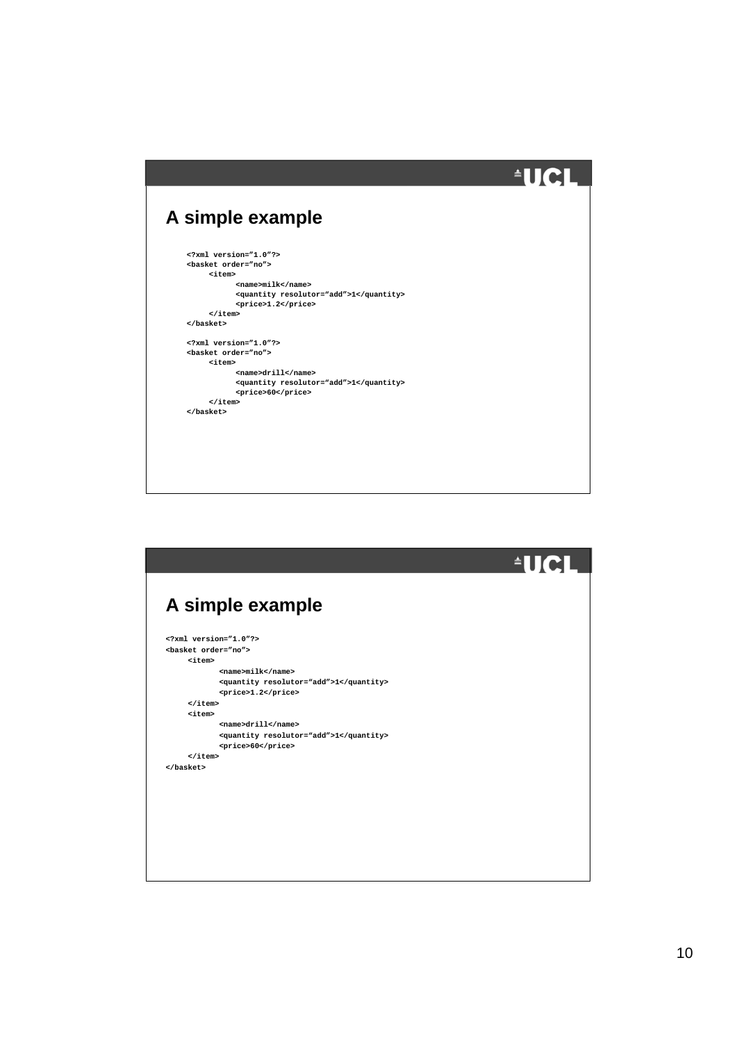## A simple example

```
<?xml version="1.0"?>
<basket order="no">
    <item>
        <name>milk</name>
        <quantity resolutor="add">1</quantity>
        <price>1.2</price>
    </item>
</basket>

<?xml version="1.0"?>
<basket order="no">
    <item>
        <name>drill</name>
        <quantity resolutor="add">1</quantity>
        <price>60</price>
    </item>
</basket>
```

## A simple example

```
<?xml version="1.0"?>
<basket order="no">
    <item>
        <name>milk</name>
        <quantity resolutor="add">1</quantity>
        <price>1.2</price>
    </item>
    <item>
        <name>drill</name>
        <quantity resolutor="add">1</quantity>
        <price>60</price>
    </item>
</basket>
```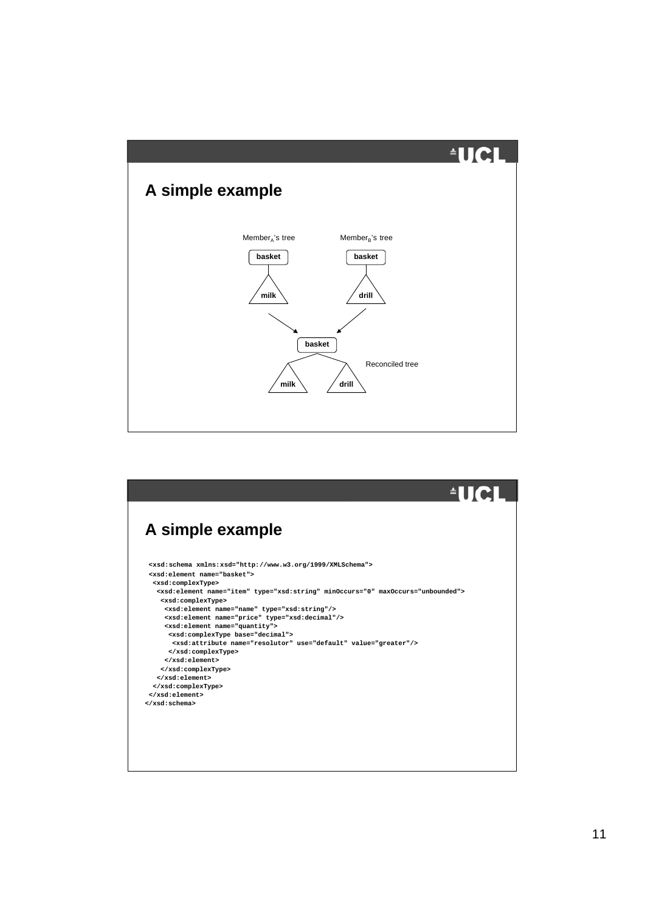## A simple example

Member$_A$'s tree

basket

milk

Member$_B$'s tree

basket

drill

basket

milk drill

Reconciled tree

## A simple example

```
<xsd:schema xmlns:xsd="http://www.w3.org/1999/XMLSchema">
 <xsd:element name="basket">
  <xsd:complexType>
   <xsd:element name="item" type="xsd:string" minOccurs="0" maxOccurs="unbounded">
    <xsd:complexType>
     <xsd:element name="name" type="xsd:string"/>
     <xsd:element name="price" type="xsd:decimal"/>
     <xsd:element name="quantity">
      <xsd:complexType base="decimal">
       <xsd:attribute name="resolutor" use="default" value="greater"/>
      </xsd:complexType>
     </xsd:element>
    </xsd:complexType>
   </xsd:element>
  </xsd:complexType>
 </xsd:element>
</xsd:schema>
```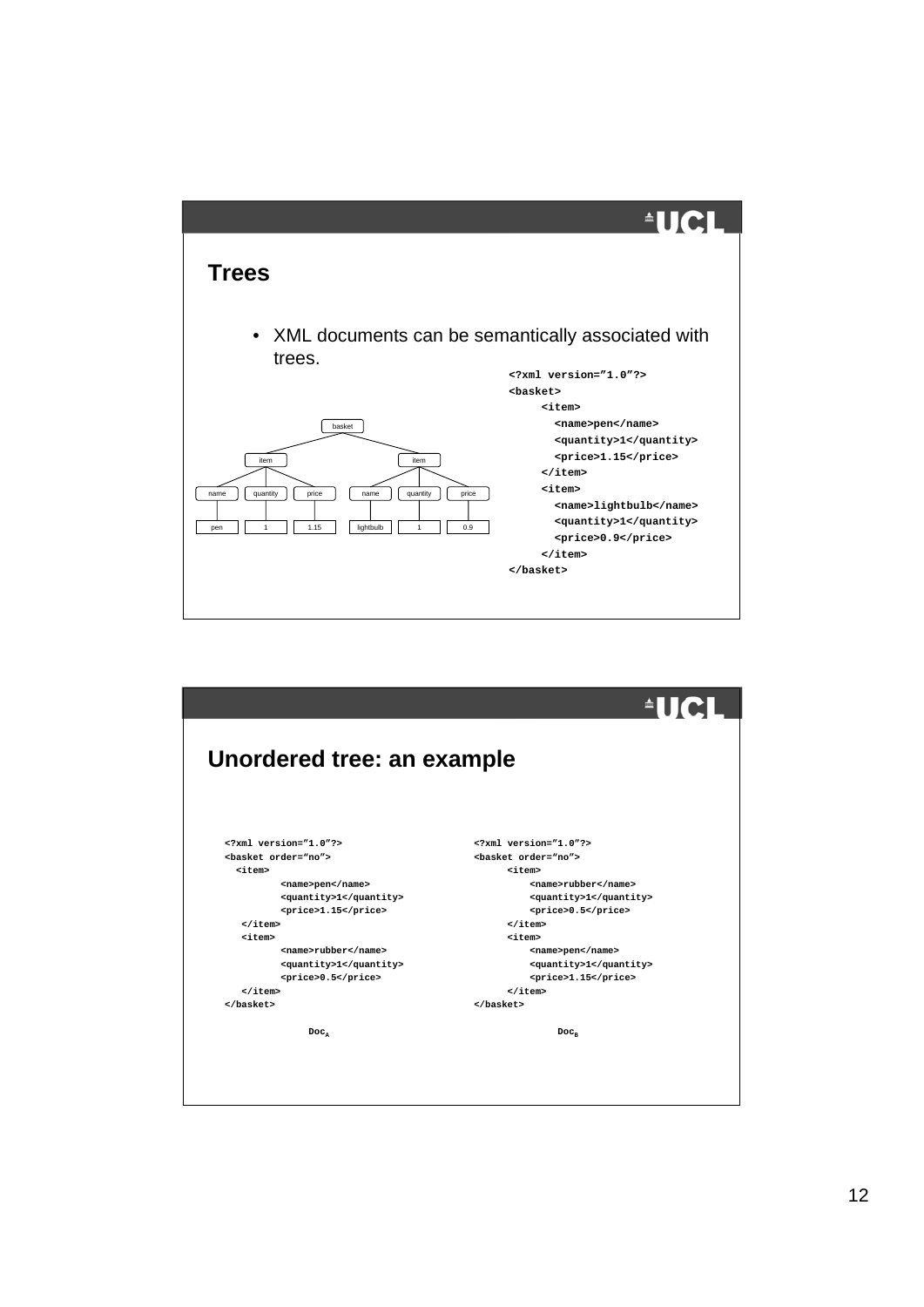## Trees

- XML documents can be semantically associated with trees.

```
<?xml version="1.0"?>
<basket>
    <item>
      <name>pen</name>
      <quantity>1</quantity>
      <price>1.15</price>
    </item>
    <item>
      <name>lightbulb</name>
      <quantity>1</quantity>
      <price>0.9</price>
    </item>
</basket>
```

```
basket
├── item
│   ├── name ── pen
│   ├── quantity ── 1
│   └── price ── 1.15
└── item
    ├── name ── lightbulb
    ├── quantity ── 1
    └── price ── 0.9
```

## Unordered tree: an example

```
<?xml version="1.0"?>
<basket order="no">
  <item>
        <name>pen</name>
        <quantity>1</quantity>
        <price>1.15</price>
  </item>
  <item>
        <name>rubber</name>
        <quantity>1</quantity>
        <price>0.5</price>
  </item>
</basket>
```

$Doc_A$

```
<?xml version="1.0"?>
<basket order="no">
    <item>
        <name>rubber</name>
        <quantity>1</quantity>
        <price>0.5</price>
    </item>
    <item>
        <name>pen</name>
        <quantity>1</quantity>
        <price>1.15</price>
    </item>
</basket>
```

$Doc_B$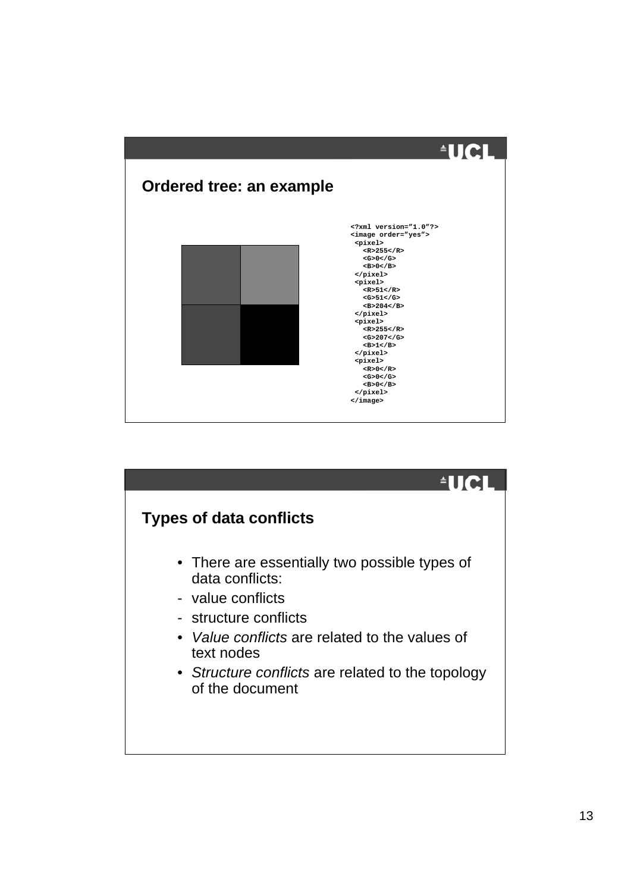## Ordered tree: an example

```
<?xml version="1.0"?>
<image order="yes">
 <pixel>
   <R>255</R>
   <G>0</G>
   <B>0</B>
 </pixel>
 <pixel>
   <R>51</R>
   <G>51</G>
   <B>204</B>
 </pixel>
 <pixel>
   <R>255</R>
   <G>207</G>
   <B>1</B>
 </pixel>
 <pixel>
   <R>0</R>
   <G>0</G>
   <B>0</B>
 </pixel>
</image>
```

## Types of data conflicts

- There are essentially two possible types of data conflicts:
- value conflicts
- structure conflicts
- *Value conflicts* are related to the values of text nodes
- *Structure conflicts* are related to the topology of the document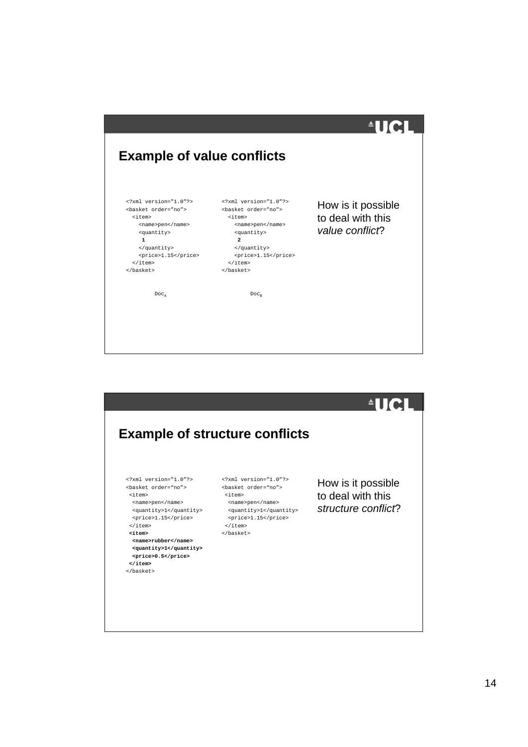## Example of value conflicts

```
<?xml version="1.0"?>
<basket order="no">
  <item>
    <name>pen</name>
    <quantity>
     1
    </quantity>
    <price>1.15</price>
  </item>
</basket>
```

$Doc_A$

```
<?xml version="1.0"?>
<basket order="no">
  <item>
    <name>pen</name>
    <quantity>
     2
    </quantity>
    <price>1.15</price>
  </item>
</basket>
```

$Doc_B$

How is it possible to deal with this *value conflict*?

## Example of structure conflicts

```
<?xml version="1.0"?>
<basket order="no">
 <item>
  <name>pen</name>
  <quantity>1</quantity>
  <price>1.15</price>
 </item>
 <item>
  <name>rubber</name>
  <quantity>1</quantity>
  <price>0.5</price>
 </item>
</basket>
```

```
<?xml version="1.0"?>
<basket order="no">
 <item>
  <name>pen</name>
  <quantity>1</quantity>
  <price>1.15</price>
 </item>
</basket>
```

How is it possible to deal with this *structure conflict*?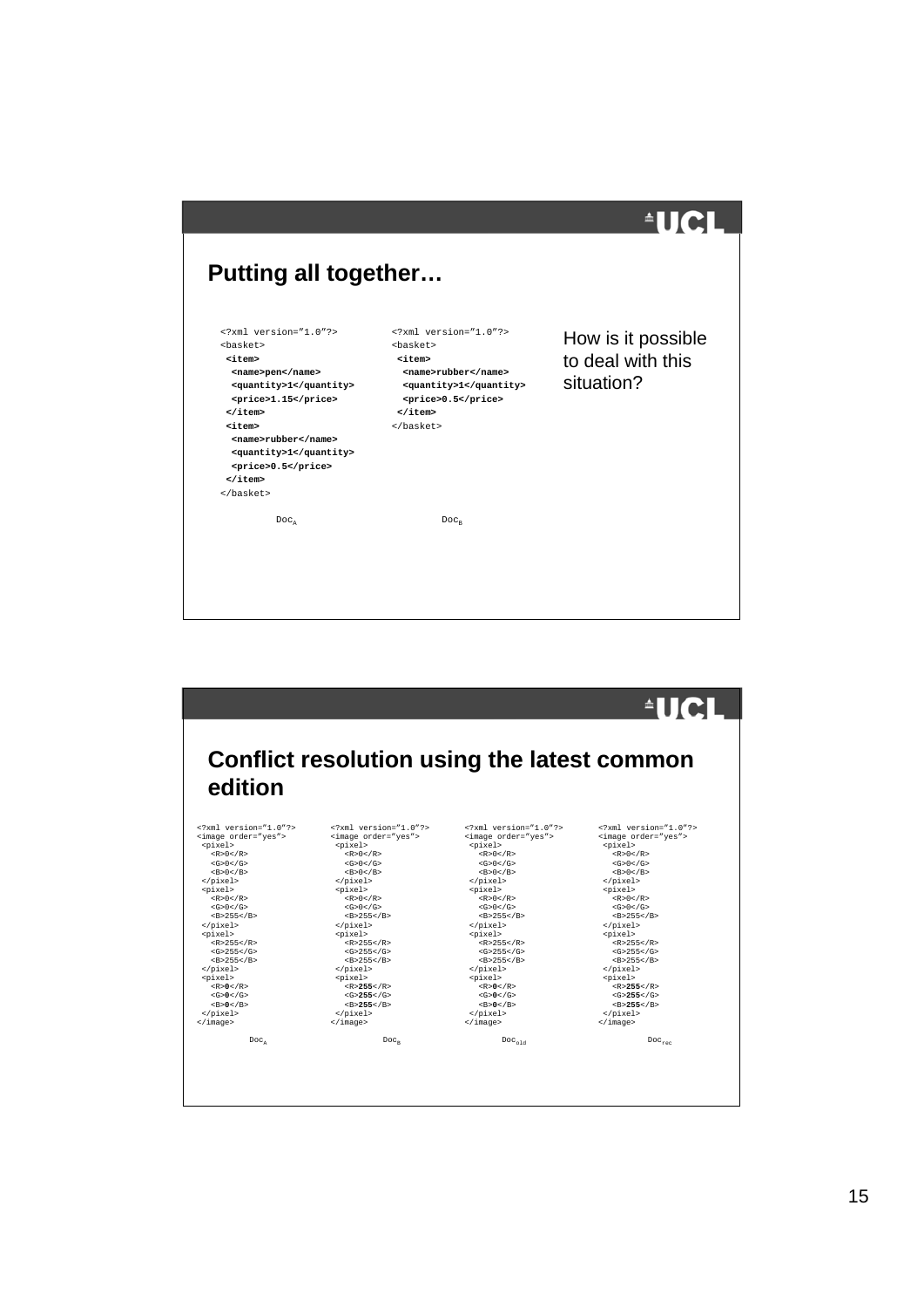## Putting all together…

```xml
<?xml version="1.0"?>
<basket>
 <item>
  <name>pen</name>
  <quantity>1</quantity>
  <price>1.15</price>
 </item>
 <item>
  <name>rubber</name>
  <quantity>1</quantity>
  <price>0.5</price>
 </item>
</basket>
```

$Doc_A$

```xml
<?xml version="1.0"?>
<basket>
 <item>
  <name>rubber</name>
  <quantity>1</quantity>
  <price>0.5</price>
 </item>
</basket>
```

$Doc_B$

How is it possible to deal with this situation?

## Conflict resolution using the latest common edition

```xml
<?xml version="1.0"?>
<image order="yes">
 <pixel>
  <R>0</R>
  <G>0</G>
  <B>0</B>
 </pixel>
 <pixel>
  <R>0</R>
  <G>0</G>
  <B>255</B>
 </pixel>
 <pixel>
  <R>255</R>
  <G>255</G>
  <B>255</B>
 </pixel>
 <pixel>
  <R>0</R>
  <G>0</G>
  <B>0</B>
 </pixel>
</image>
```

$Doc_A$

```xml
<?xml version="1.0"?>
<image order="yes">
 <pixel>
  <R>0</R>
  <G>0</G>
  <B>0</B>
 </pixel>
 <pixel>
  <R>0</R>
  <G>0</G>
  <B>255</B>
 </pixel>
 <pixel>
  <R>255</R>
  <G>255</G>
  <B>255</B>
 </pixel>
 <pixel>
  <R>255</R>
  <G>255</G>
  <B>255</B>
 </pixel>
</image>
```

$Doc_B$

```xml
<?xml version="1.0"?>
<image order="yes">
 <pixel>
  <R>0</R>
  <G>0</G>
  <B>0</B>
 </pixel>
 <pixel>
  <R>0</R>
  <G>0</G>
  <B>255</B>
 </pixel>
 <pixel>
  <R>255</R>
  <G>255</G>
  <B>255</B>
 </pixel>
 <pixel>
  <R>0</R>
  <G>0</G>
  <B>0</B>
 </pixel>
</image>
```

$Doc_{old}$

```xml
<?xml version="1.0"?>
<image order="yes">
 <pixel>
  <R>0</R>
  <G>0</G>
  <B>0</B>
 </pixel>
 <pixel>
  <R>0</R>
  <G>0</G>
  <B>255</B>
 </pixel>
 <pixel>
  <R>255</R>
  <G>255</G>
  <B>255</B>
 </pixel>
 <pixel>
  <R>255</R>
  <G>255</G>
  <B>255</B>
 </pixel>
</image>
```

$Doc_{rec}$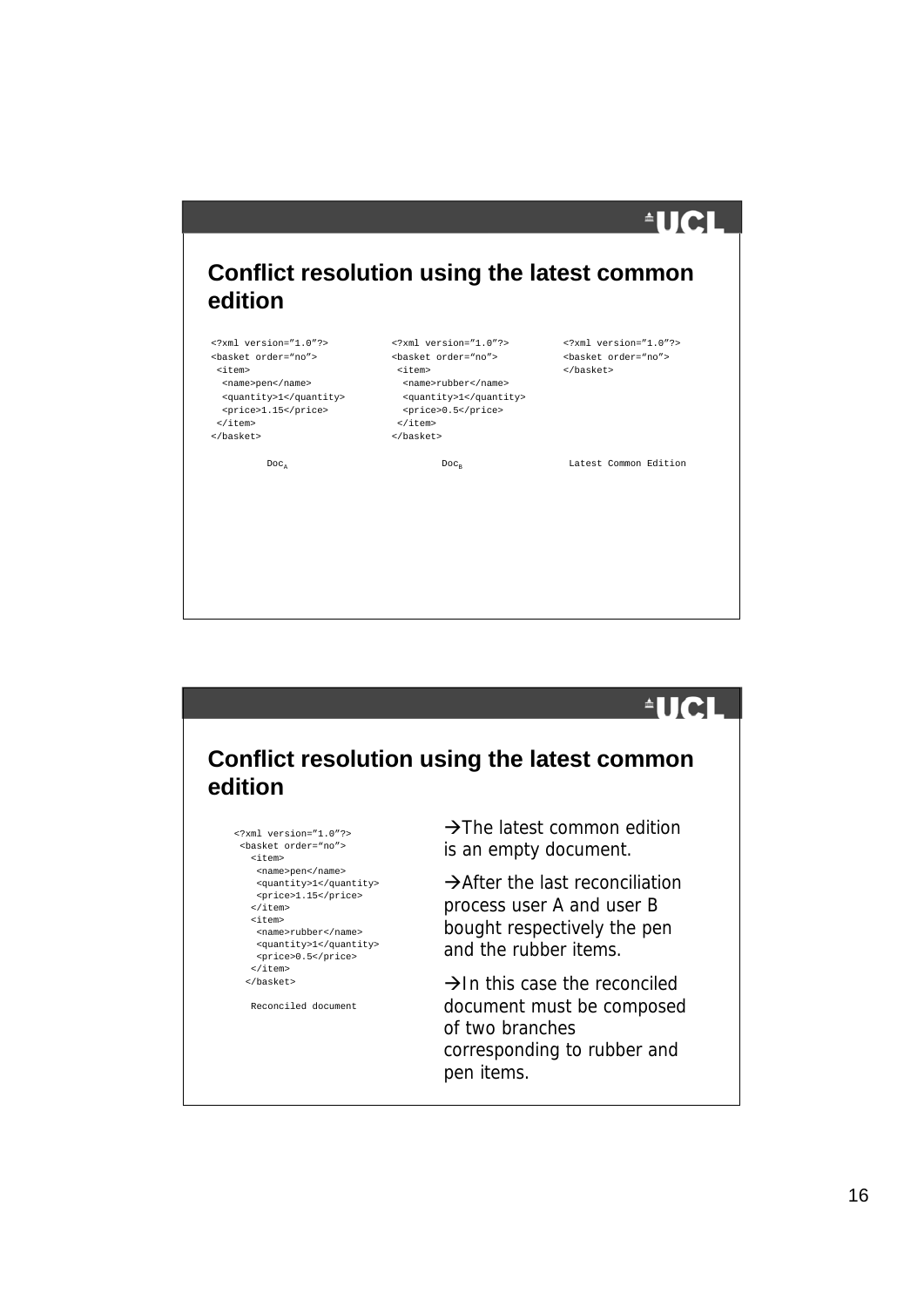## Conflict resolution using the latest common edition

```
<?xml version="1.0"?>
<basket order="no">
 <item>
  <name>pen</name>
  <quantity>1</quantity>
  <price>1.15</price>
 </item>
</basket>
```

$Doc_A$

```
<?xml version="1.0"?>
<basket order="no">
 <item>
  <name>rubber</name>
  <quantity>1</quantity>
  <price>0.5</price>
 </item>
</basket>
```

$Doc_B$

```
<?xml version="1.0"?>
<basket order="no">
</basket>
```

Latest Common Edition

## Conflict resolution using the latest common edition

```
<?xml version="1.0"?>
 <basket order="no">
   <item>
    <name>pen</name>
    <quantity>1</quantity>
    <price>1.15</price>
   </item>
   <item>
    <name>rubber</name>
    <quantity>1</quantity>
    <price>0.5</price>
   </item>
  </basket>
```

Reconciled document

→The latest common edition is an empty document.

→After the last reconciliation process user A and user B bought respectively the pen and the rubber items.

→In this case the reconciled document must be composed of two branches corresponding to rubber and pen items.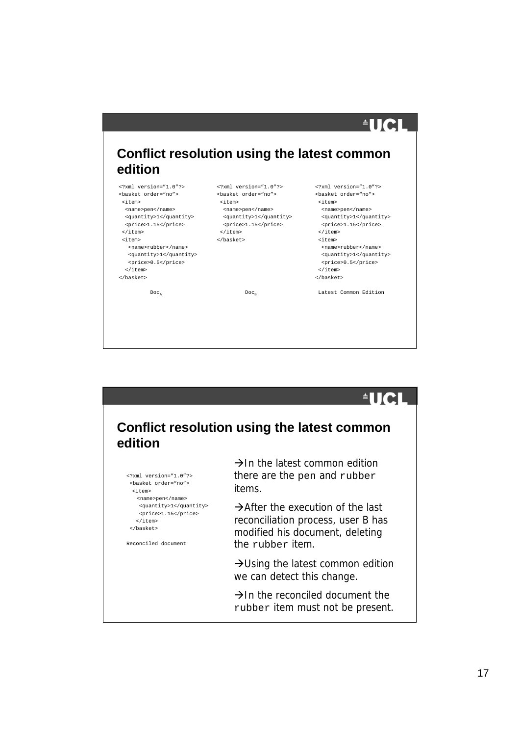## Conflict resolution using the latest common edition

```
<?xml version="1.0"?>
<basket order="no">
 <item>
  <name>pen</name>
  <quantity>1</quantity>
  <price>1.15</price>
 </item>
 <item>
   <name>rubber</name>
   <quantity>1</quantity>
   <price>0.5</price>
  </item>
</basket>
```

$Doc_A$

```
<?xml version="1.0"?>
<basket order="no">
 <item>
  <name>pen</name>
  <quantity>1</quantity>
  <price>1.15</price>
 </item>
</basket>
```

$Doc_B$

```
<?xml version="1.0"?>
<basket order="no">
 <item>
  <name>pen</name>
  <quantity>1</quantity>
  <price>1.15</price>
 </item>
 <item>
  <name>rubber</name>
  <quantity>1</quantity>
  <price>0.5</price>
 </item>
</basket>
```

Latest Common Edition

## Conflict resolution using the latest common edition

```
<?xml version="1.0"?>
 <basket order="no">
  <item>
   <name>pen</name>
    <quantity>1</quantity>
    <price>1.15</price>
   </item>
 </basket>
```

Reconciled document

→In the latest common edition there are the `pen` and `rubber` items.

→After the execution of the last reconciliation process, user B has modified his document, deleting the `rubber` item.

→Using the latest common edition we can detect this change.

→In the reconciled document the `rubber` item must not be present.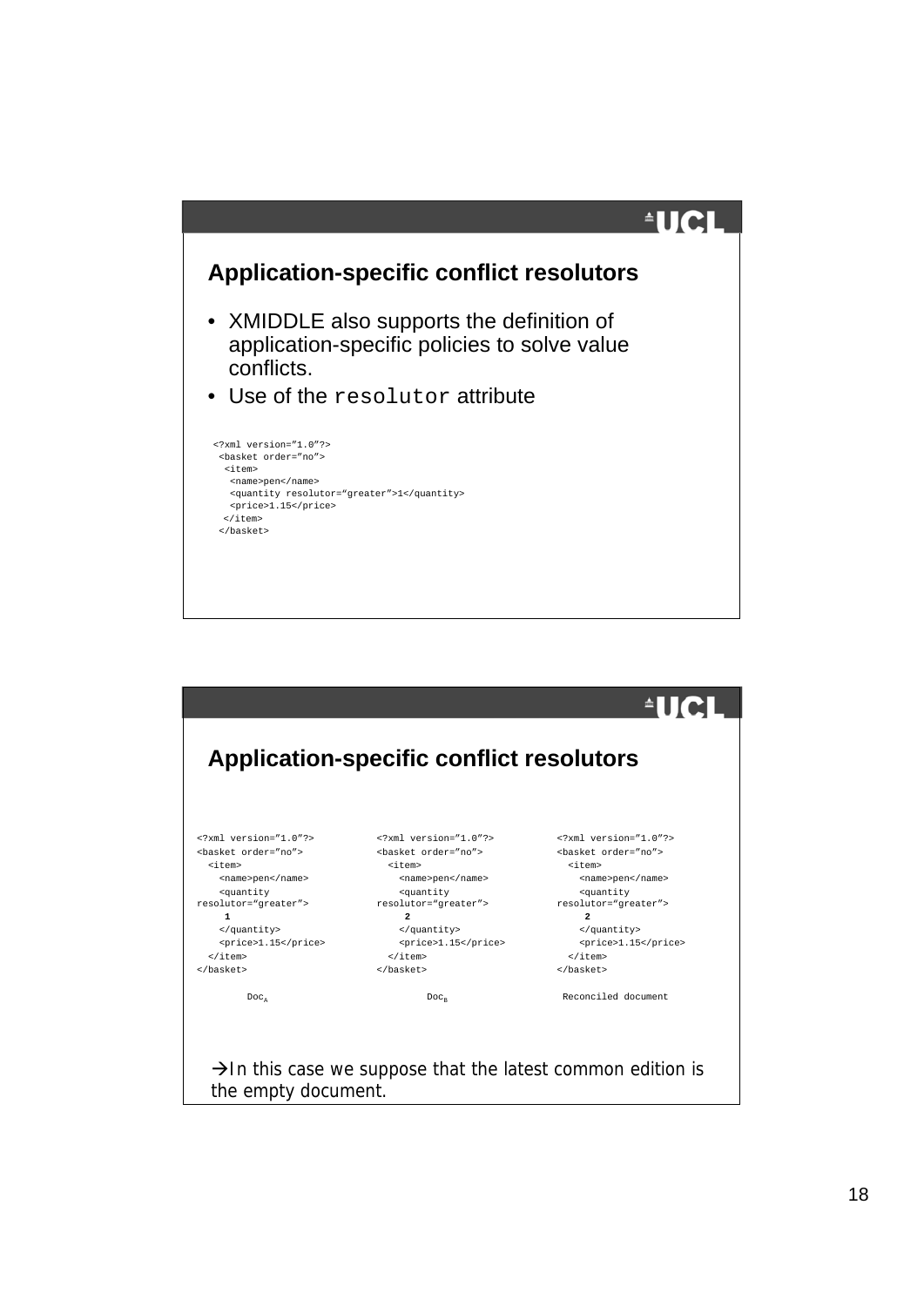## Application-specific conflict resolutors

- XMIDDLE also supports the definition of application-specific policies to solve value conflicts.
- Use of the `resolutor` attribute

```
<?xml version=”1.0”?>
 <basket order=”no”>
  <item>
   <name>pen</name>
   <quantity resolutor=“greater”>1</quantity>
   <price>1.15</price>
  </item>
 </basket>
```

## Application-specific conflict resolutors

```
<?xml version=”1.0”?>
<basket order=”no”>
  <item>
    <name>pen</name>
    <quantity
resolutor=“greater”>
     1
    </quantity>
    <price>1.15</price>
  </item>
</basket>
```

$Doc_A$

```
<?xml version=”1.0”?>
<basket order=”no”>
  <item>
    <name>pen</name>
    <quantity
resolutor=“greater”>
     2
    </quantity>
    <price>1.15</price>
  </item>
</basket>
```

$Doc_B$

```
<?xml version=”1.0”?>
<basket order=”no”>
  <item>
    <name>pen</name>
    <quantity
resolutor=“greater”>
     2
    </quantity>
    <price>1.15</price>
  </item>
</basket>
```

Reconciled document

→In this case we suppose that the latest common edition is the empty document.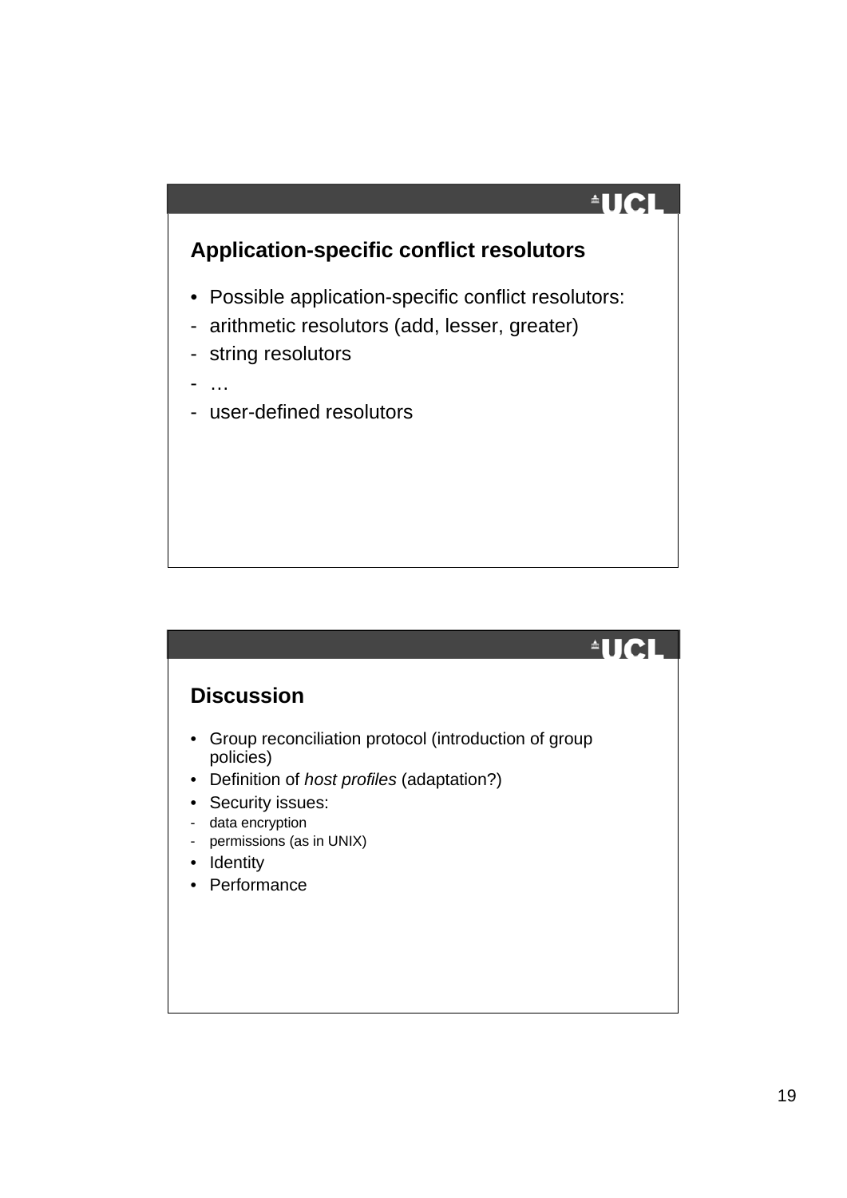## Application-specific conflict resolutors

- Possible application-specific conflict resolutors:
- arithmetic resolutors (add, lesser, greater)
- string resolutors
- …
- user-defined resolutors

## Discussion

- Group reconciliation protocol (introduction of group policies)
- Definition of *host profiles* (adaptation?)
- Security issues:
  - data encryption
  - permissions (as in UNIX)
- Identity
- Performance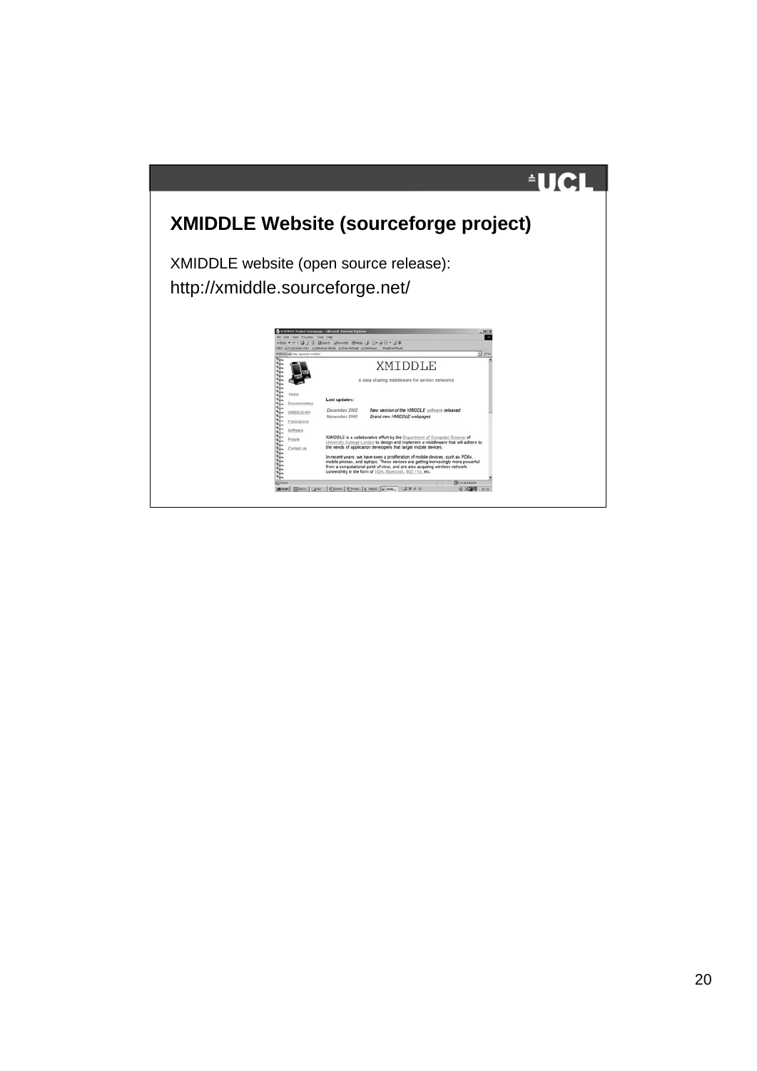## XMIDDLE Website (sourceforge project)

XMIDDLE website (open source release):

http://xmiddle.sourceforge.net/